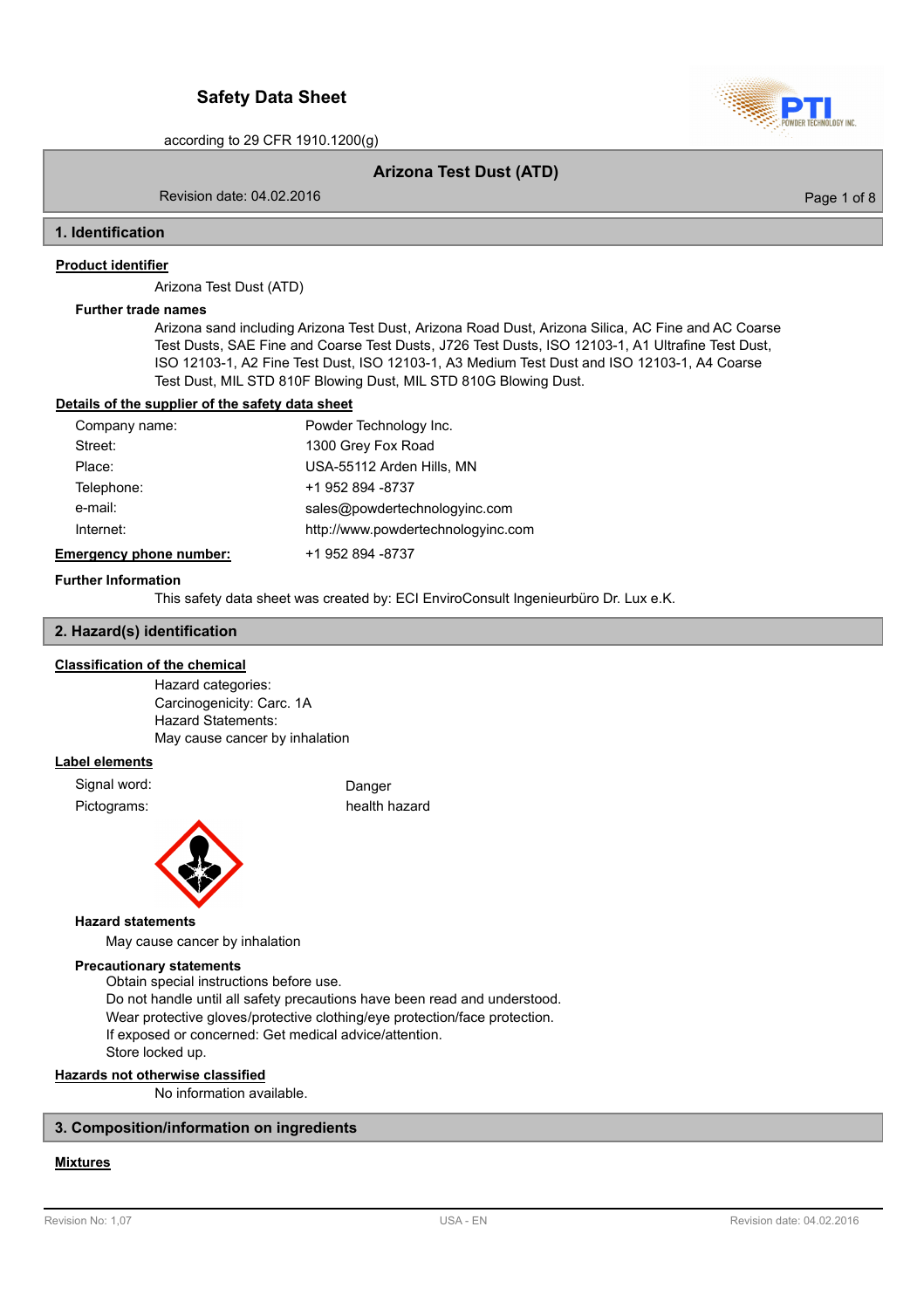# Safety Data Sheet

according to 29 CFR 1910.1200(g)

**Arizona Test Dust (ATD)**

Revision date: 04.02.2016

## 1. Identification

**Product identifier**

Arizona Test Dust (ATD)

**Further trade names**

Arizona sand including Arizona Test Dust, Arizona Road Dust, Arizona Silica, AC Fine and AC Coarse Test Dusts, SAE Fine and Coarse Test Dusts, J726 Test Dusts, ISO 12103-1, A1 Ultrafine Test Dust, ISO 12103-1, A2 Fine Test Dust, ISO 12103-1, A3 Medium Test Dust and ISO 12103-1, A4 Coarse Test Dust, MIL STD 810F Blowing Dust, MIL STD 810G Blowing Dust.

**Details of the supplier of the safety data sheet**

| | |
|---|---|
| Company name: | Powder Technology Inc. |
| Street: | 1300 Grey Fox Road |
| Place: | USA-55112 Arden Hills, MN |
| Telephone: | +1 952 894 -8737 |
| e-mail: | sales@powdertechnologyinc.com |
| Internet: | http://www.powdertechnologyinc.com |
| **Emergency phone number:** | +1 952 894 -8737 |

**Further Information**

This safety data sheet was created by: ECI EnviroConsult Ingenieurbüro Dr. Lux e.K.

## 2. Hazard(s) identification

**Classification of the chemical**

Hazard categories:
Carcinogenicity: Carc. 1A
Hazard Statements:
May cause cancer by inhalation

**Label elements**

| | |
|---|---|
| Signal word: | Danger |
| Pictograms: | health hazard |

**Hazard statements**

May cause cancer by inhalation

**Precautionary statements**

Obtain special instructions before use.
Do not handle until all safety precautions have been read and understood.
Wear protective gloves/protective clothing/eye protection/face protection.
If exposed or concerned: Get medical advice/attention.
Store locked up.

**Hazards not otherwise classified**

No information available.

## 3. Composition/information on ingredients

**Mixtures**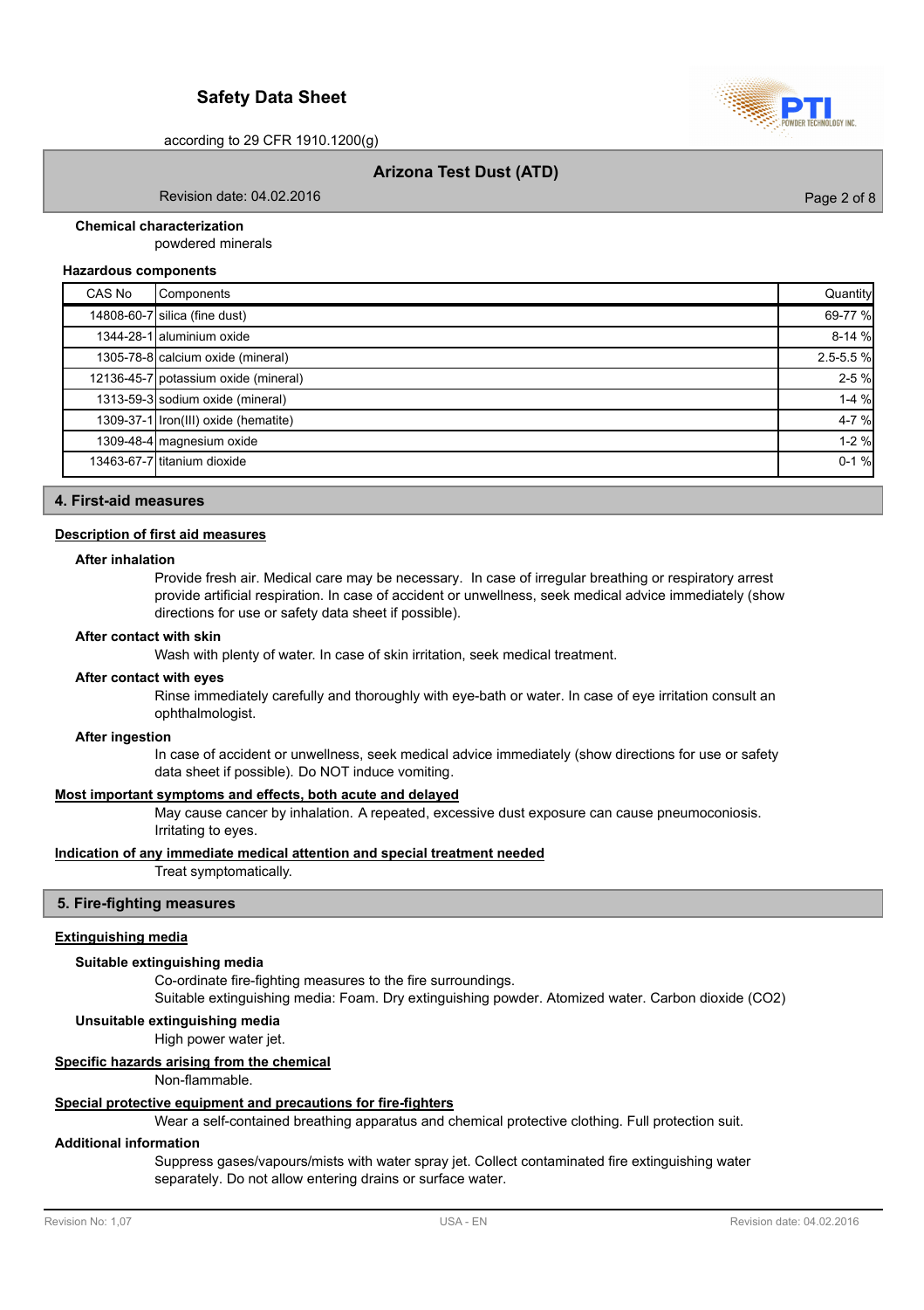**Chemical characterization**

powdered minerals

**Hazardous components**

| CAS No | Components | Quantity |
|---|---|---|
| 14808-60-7 | silica (fine dust) | 69-77 % |
| 1344-28-1 | aluminium oxide | 8-14 % |
| 1305-78-8 | calcium oxide (mineral) | 2.5-5.5 % |
| 12136-45-7 | potassium oxide (mineral) | 2-5 % |
| 1313-59-3 | sodium oxide (mineral) | 1-4 % |
| 1309-37-1 | Iron(III) oxide (hematite) | 4-7 % |
| 1309-48-4 | magnesium oxide | 1-2 % |
| 13463-67-7 | titanium dioxide | 0-1 % |

## 4. First-aid measures

### Description of first aid measures

**After inhalation**

Provide fresh air. Medical care may be necessary. In case of irregular breathing or respiratory arrest provide artificial respiration. In case of accident or unwellness, seek medical advice immediately (show directions for use or safety data sheet if possible).

**After contact with skin**

Wash with plenty of water. In case of skin irritation, seek medical treatment.

**After contact with eyes**

Rinse immediately carefully and thoroughly with eye-bath or water. In case of eye irritation consult an ophthalmologist.

**After ingestion**

In case of accident or unwellness, seek medical advice immediately (show directions for use or safety data sheet if possible). Do NOT induce vomiting.

### Most important symptoms and effects, both acute and delayed

May cause cancer by inhalation. A repeated, excessive dust exposure can cause pneumoconiosis. Irritating to eyes.

### Indication of any immediate medical attention and special treatment needed

Treat symptomatically.

## 5. Fire-fighting measures

### Extinguishing media

**Suitable extinguishing media**

Co-ordinate fire-fighting measures to the fire surroundings.
Suitable extinguishing media: Foam. Dry extinguishing powder. Atomized water. Carbon dioxide ($CO_2$)

**Unsuitable extinguishing media**

High power water jet.

### Specific hazards arising from the chemical

Non-flammable.

### Special protective equipment and precautions for fire-fighters

Wear a self-contained breathing apparatus and chemical protective clothing. Full protection suit.

**Additional information**

Suppress gases/vapours/mists with water spray jet. Collect contaminated fire extinguishing water separately. Do not allow entering drains or surface water.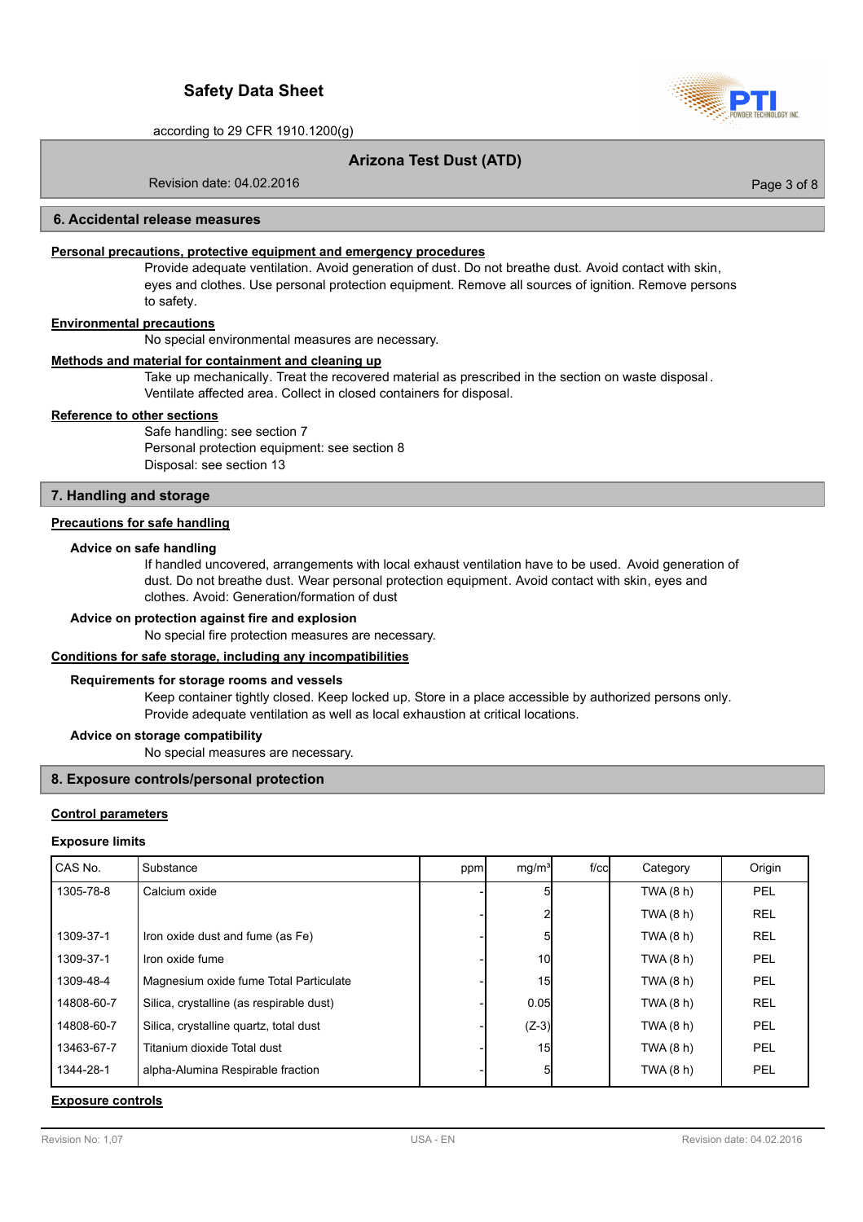## 6. Accidental release measures

**Personal precautions, protective equipment and emergency procedures**

Provide adequate ventilation. Avoid generation of dust. Do not breathe dust. Avoid contact with skin, eyes and clothes. Use personal protection equipment. Remove all sources of ignition. Remove persons to safety.

**Environmental precautions**

No special environmental measures are necessary.

**Methods and material for containment and cleaning up**

Take up mechanically. Treat the recovered material as prescribed in the section on waste disposal. Ventilate affected area. Collect in closed containers for disposal.

**Reference to other sections**

Safe handling: see section 7
Personal protection equipment: see section 8
Disposal: see section 13

## 7. Handling and storage

**Precautions for safe handling**

### Advice on safe handling

If handled uncovered, arrangements with local exhaust ventilation have to be used. Avoid generation of dust. Do not breathe dust. Wear personal protection equipment. Avoid contact with skin, eyes and clothes. Avoid: Generation/formation of dust

### Advice on protection against fire and explosion

No special fire protection measures are necessary.

**Conditions for safe storage, including any incompatibilities**

### Requirements for storage rooms and vessels

Keep container tightly closed. Keep locked up. Store in a place accessible by authorized persons only. Provide adequate ventilation as well as local exhaustion at critical locations.

### Advice on storage compatibility

No special measures are necessary.

## 8. Exposure controls/personal protection

**Control parameters**

### Exposure limits

| CAS No. | Substance | ppm | mg/m³ | f/cc | Category | Origin |
|---|---|---|---|---|---|---|
| 1305-78-8 | Calcium oxide | - | 5 | | TWA (8 h) | PEL |
| | | - | 2 | | TWA (8 h) | REL |
| 1309-37-1 | Iron oxide dust and fume (as Fe) | - | 5 | | TWA (8 h) | REL |
| 1309-37-1 | Iron oxide fume | - | 10 | | TWA (8 h) | PEL |
| 1309-48-4 | Magnesium oxide fume Total Particulate | - | 15 | | TWA (8 h) | PEL |
| 14808-60-7 | Silica, crystalline (as respirable dust) | - | 0.05 | | TWA (8 h) | REL |
| 14808-60-7 | Silica, crystalline quartz, total dust | - | (Z-3) | | TWA (8 h) | PEL |
| 13463-67-7 | Titanium dioxide Total dust | - | 15 | | TWA (8 h) | PEL |
| 1344-28-1 | alpha-Alumina Respirable fraction | - | 5 | | TWA (8 h) | PEL |

**Exposure controls**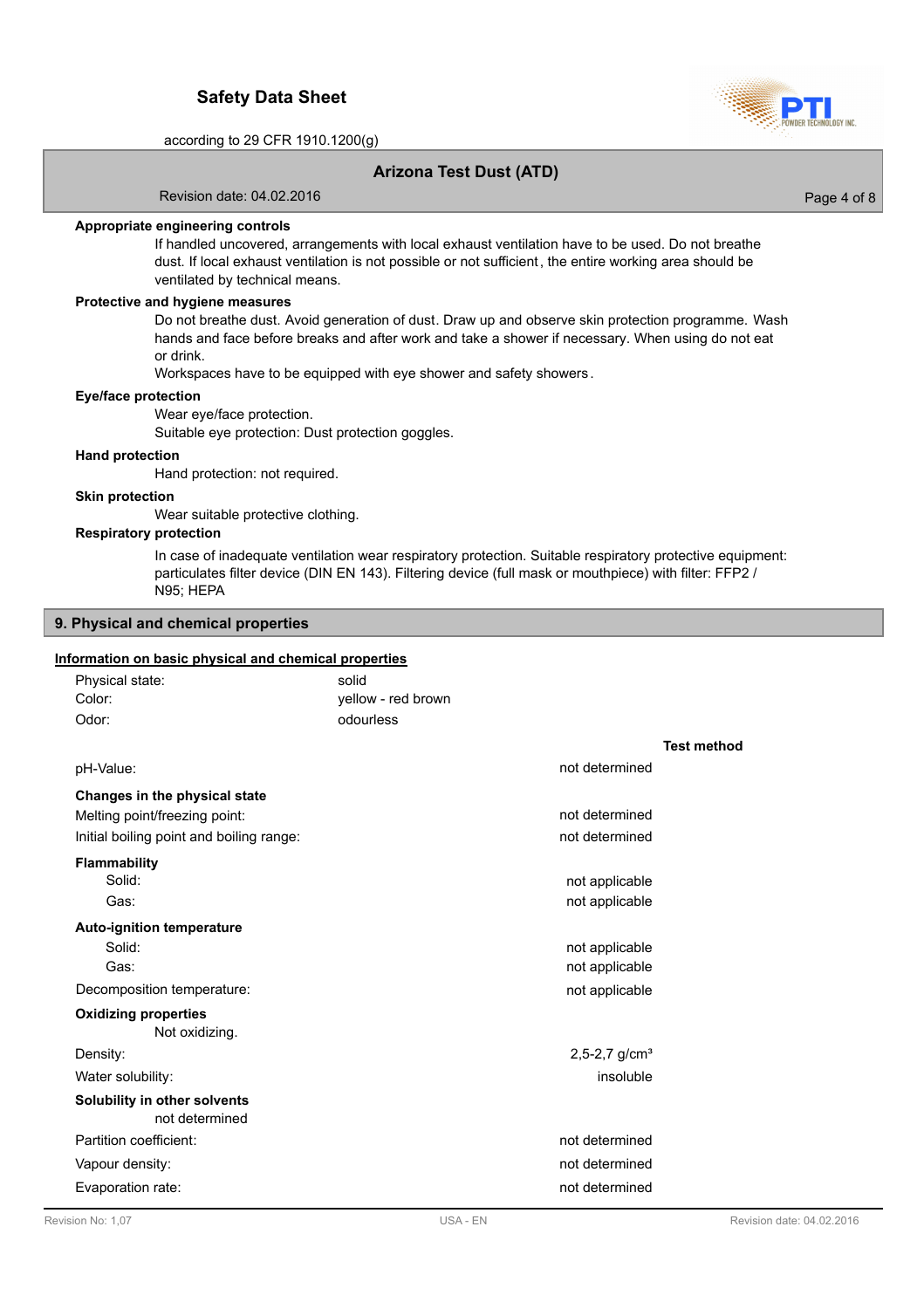**Appropriate engineering controls**

If handled uncovered, arrangements with local exhaust ventilation have to be used. Do not breathe dust. If local exhaust ventilation is not possible or not sufficient, the entire working area should be ventilated by technical means.

**Protective and hygiene measures**

Do not breathe dust. Avoid generation of dust. Draw up and observe skin protection programme. Wash hands and face before breaks and after work and take a shower if necessary. When using do not eat or drink.
Workspaces have to be equipped with eye shower and safety showers.

**Eye/face protection**

Wear eye/face protection.
Suitable eye protection: Dust protection goggles.

**Hand protection**

Hand protection: not required.

**Skin protection**

Wear suitable protective clothing.

**Respiratory protection**

In case of inadequate ventilation wear respiratory protection. Suitable respiratory protective equipment: particulates filter device (DIN EN 143). Filtering device (full mask or mouthpiece) with filter: FFP2 / N95; HEPA

## 9. Physical and chemical properties

**Information on basic physical and chemical properties**

| | |
|---|---|
| Physical state: | solid |
| Color: | yellow - red brown |
| Odor: | odourless |

| | | Test method |
|---|---|---|
| pH-Value: | not determined | |
| **Changes in the physical state** | | |
| Melting point/freezing point: | not determined | |
| Initial boiling point and boiling range: | not determined | |
| **Flammability** | | |
| Solid: | not applicable | |
| Gas: | not applicable | |
| **Auto-ignition temperature** | | |
| Solid: | not applicable | |
| Gas: | not applicable | |
| Decomposition temperature: | not applicable | |
| **Oxidizing properties** | | |
| Not oxidizing. | | |
| Density: | 2,5-2,7 g/cm³ | |
| Water solubility: | insoluble | |
| **Solubility in other solvents** | | |
| not determined | | |
| Partition coefficient: | not determined | |
| Vapour density: | not determined | |
| Evaporation rate: | not determined | |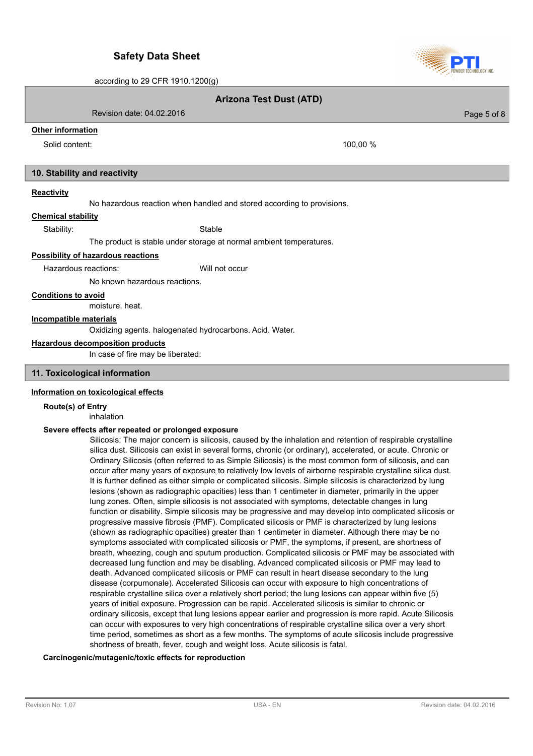#### Other information

Solid content: 100,00 %

## 10. Stability and reactivity

#### Reactivity

No hazardous reaction when handled and stored according to provisions.

#### Chemical stability

Stability: Stable

The product is stable under storage at normal ambient temperatures.

#### Possibility of hazardous reactions

Hazardous reactions: Will not occur

No known hazardous reactions.

#### Conditions to avoid

moisture. heat.

#### Incompatible materials

Oxidizing agents. halogenated hydrocarbons. Acid. Water.

#### Hazardous decomposition products

In case of fire may be liberated:

## 11. Toxicological information

#### Information on toxicological effects

**Route(s) of Entry**

inhalation

**Severe effects after repeated or prolonged exposure**

Silicosis: The major concern is silicosis, caused by the inhalation and retention of respirable crystalline silica dust. Silicosis can exist in several forms, chronic (or ordinary), accelerated, or acute. Chronic or Ordinary Silicosis (often referred to as Simple Silicosis) is the most common form of silicosis, and can occur after many years of exposure to relatively low levels of airborne respirable crystalline silica dust. It is further defined as either simple or complicated silicosis. Simple silicosis is characterized by lung lesions (shown as radiographic opacities) less than 1 centimeter in diameter, primarily in the upper lung zones. Often, simple silicosis is not associated with symptoms, detectable changes in lung function or disability. Simple silicosis may be progressive and may develop into complicated silicosis or progressive massive fibrosis (PMF). Complicated silicosis or PMF is characterized by lung lesions (shown as radiographic opacities) greater than 1 centimeter in diameter. Although there may be no symptoms associated with complicated silicosis or PMF, the symptoms, if present, are shortness of breath, wheezing, cough and sputum production. Complicated silicosis or PMF may be associated with decreased lung function and may be disabling. Advanced complicated silicosis or PMF may lead to death. Advanced complicated silicosis or PMF can result in heart disease secondary to the lung disease (corpumonale). Accelerated Silicosis can occur with exposure to high concentrations of respirable crystalline silica over a relatively short period; the lung lesions can appear within five (5) years of initial exposure. Progression can be rapid. Accelerated silicosis is similar to chronic or ordinary silicosis, except that lung lesions appear earlier and progression is more rapid. Acute Silicosis can occur with exposures to very high concentrations of respirable crystalline silica over a very short time period, sometimes as short as a few months. The symptoms of acute silicosis include progressive shortness of breath, fever, cough and weight loss. Acute silicosis is fatal.

**Carcinogenic/mutagenic/toxic effects for reproduction**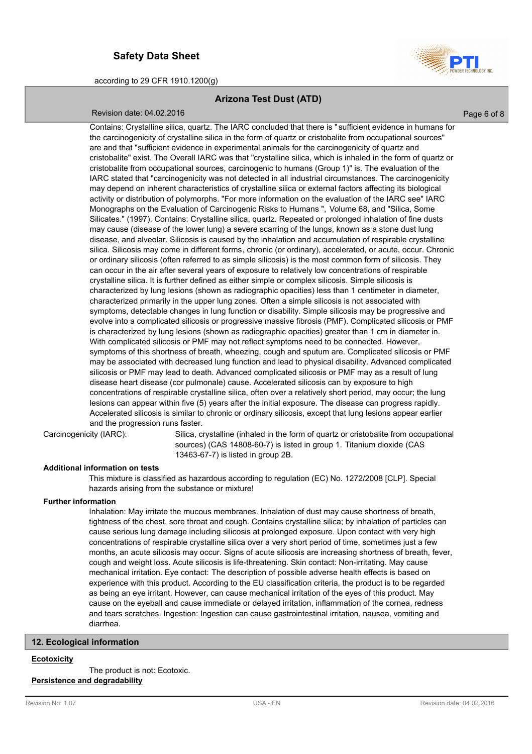Contains: Crystalline silica, quartz. The IARC concluded that there is "sufficient evidence in humans for the carcinogenicity of crystalline silica in the form of quartz or cristobalite from occupational sources" are and that "sufficient evidence in experimental animals for the carcinogenicity of quartz and cristobalite" exist. The Overall IARC was that "crystalline silica, which is inhaled in the form of quartz or cristobalite from occupational sources, carcinogenic to humans (Group 1)" is. The evaluation of the IARC stated that "carcinogenicity was not detected in all industrial circumstances. The carcinogenicity may depend on inherent characteristics of crystalline silica or external factors affecting its biological activity or distribution of polymorphs. "For more information on the evaluation of the IARC see" IARC Monographs on the Evaluation of Carcinogenic Risks to Humans ", Volume 68, and "Silica, Some Silicates." (1997). Contains: Crystalline silica, quartz. Repeated or prolonged inhalation of fine dusts may cause (disease of the lower lung) a severe scarring of the lungs, known as a stone dust lung disease, and alveolar. Silicosis is caused by the inhalation and accumulation of respirable crystalline silica. Silicosis may come in different forms, chronic (or ordinary), accelerated, or acute, occur. Chronic or ordinary silicosis (often referred to as simple silicosis) is the most common form of silicosis. They can occur in the air after several years of exposure to relatively low concentrations of respirable crystalline silica. It is further defined as either simple or complex silicosis. Simple silicosis is characterized by lung lesions (shown as radiographic opacities) less than 1 centimeter in diameter, characterized primarily in the upper lung zones. Often a simple silicosis is not associated with symptoms, detectable changes in lung function or disability. Simple silicosis may be progressive and evolve into a complicated silicosis or progressive massive fibrosis (PMF). Complicated silicosis or PMF is characterized by lung lesions (shown as radiographic opacities) greater than 1 cm in diameter in. With complicated silicosis or PMF may not reflect symptoms need to be connected. However, symptoms of this shortness of breath, wheezing, cough and sputum are. Complicated silicosis or PMF may be associated with decreased lung function and lead to physical disability. Advanced complicated silicosis or PMF may lead to death. Advanced complicated silicosis or PMF may as a result of lung disease heart disease (cor pulmonale) cause. Accelerated silicosis can by exposure to high concentrations of respirable crystalline silica, often over a relatively short period, may occur; the lung lesions can appear within five (5) years after the initial exposure. The disease can progress rapidly. Accelerated silicosis is similar to chronic or ordinary silicosis, except that lung lesions appear earlier and the progression runs faster.

Carcinogenicity (IARC): Silica, crystalline (inhaled in the form of quartz or cristobalite from occupational sources) (CAS 14808-60-7) is listed in group 1. Titanium dioxide (CAS 13463-67-7) is listed in group 2B.

**Additional information on tests**

This mixture is classified as hazardous according to regulation (EC) No. 1272/2008 [CLP]. Special hazards arising from the substance or mixture!

**Further information**

Inhalation: May irritate the mucous membranes. Inhalation of dust may cause shortness of breath, tightness of the chest, sore throat and cough. Contains crystalline silica; by inhalation of particles can cause serious lung damage including silicosis at prolonged exposure. Upon contact with very high concentrations of respirable crystalline silica over a very short period of time, sometimes just a few months, an acute silicosis may occur. Signs of acute silicosis are increasing shortness of breath, fever, cough and weight loss. Acute silicosis is life-threatening. Skin contact: Non-irritating. May cause mechanical irritation. Eye contact: The description of possible adverse health effects is based on experience with this product. According to the EU classification criteria, the product is to be regarded as being an eye irritant. However, can cause mechanical irritation of the eyes of this product. May cause on the eyeball and cause immediate or delayed irritation, inflammation of the cornea, redness and tears scratches. Ingestion: Ingestion can cause gastrointestinal irritation, nausea, vomiting and diarrhea.

## 12. Ecological information

**Ecotoxicity**

The product is not: Ecotoxic.

**Persistence and degradability**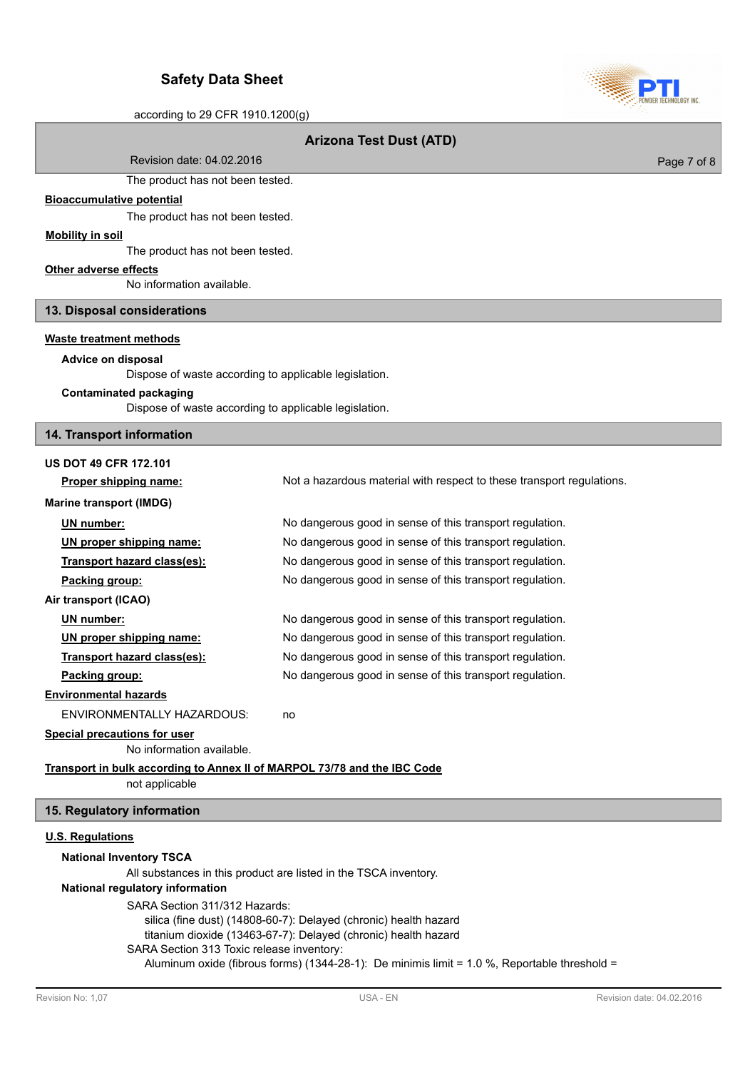The product has not been tested.

**Bioaccumulative potential**

The product has not been tested.

**Mobility in soil**

The product has not been tested.

**Other adverse effects**

No information available.

## 13. Disposal considerations

**Waste treatment methods**

**Advice on disposal**

Dispose of waste according to applicable legislation.

**Contaminated packaging**

Dispose of waste according to applicable legislation.

## 14. Transport information

**US DOT 49 CFR 172.101**

| | |
|---|---|
| **Proper shipping name:** | Not a hazardous material with respect to these transport regulations. |

**Marine transport (IMDG)**

| | |
|---|---|
| **UN number:** | No dangerous good in sense of this transport regulation. |
| **UN proper shipping name:** | No dangerous good in sense of this transport regulation. |
| **Transport hazard class(es):** | No dangerous good in sense of this transport regulation. |
| **Packing group:** | No dangerous good in sense of this transport regulation. |

**Air transport (ICAO)**

| | |
|---|---|
| **UN number:** | No dangerous good in sense of this transport regulation. |
| **UN proper shipping name:** | No dangerous good in sense of this transport regulation. |
| **Transport hazard class(es):** | No dangerous good in sense of this transport regulation. |
| **Packing group:** | No dangerous good in sense of this transport regulation. |

**Environmental hazards**

ENVIRONMENTALLY HAZARDOUS: no

**Special precautions for user**

No information available.

**Transport in bulk according to Annex II of MARPOL 73/78 and the IBC Code**

not applicable

## 15. Regulatory information

**U.S. Regulations**

**National Inventory TSCA**

All substances in this product are listed in the TSCA inventory.

**National regulatory information**

SARA Section 311/312 Hazards:
silica (fine dust) (14808-60-7): Delayed (chronic) health hazard
titanium dioxide (13463-67-7): Delayed (chronic) health hazard
SARA Section 313 Toxic release inventory:
Aluminum oxide (fibrous forms) (1344-28-1): De minimis limit = 1.0 %, Reportable threshold =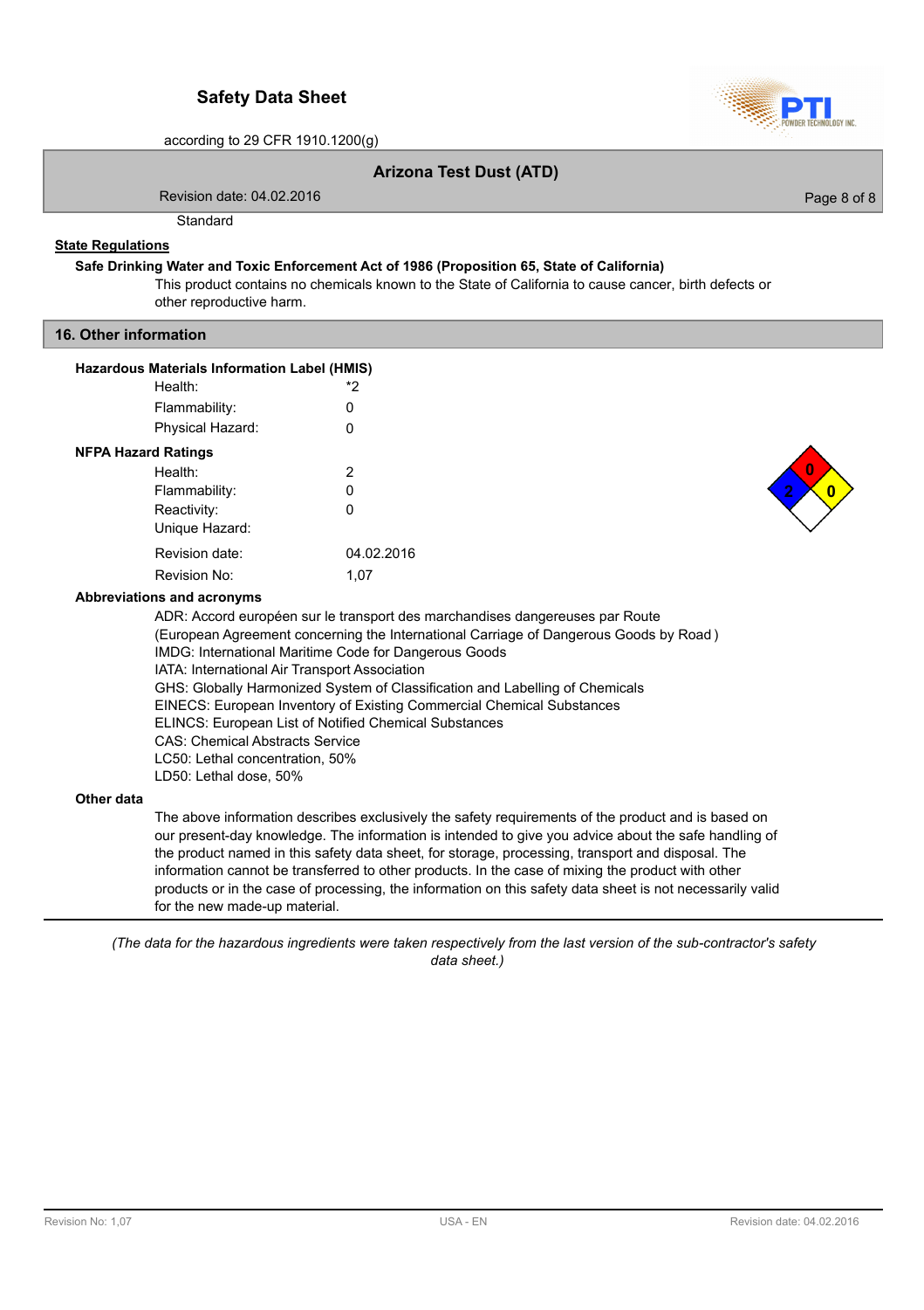Standard

**State Regulations**

**Safe Drinking Water and Toxic Enforcement Act of 1986 (Proposition 65, State of California)**

This product contains no chemicals known to the State of California to cause cancer, birth defects or other reproductive harm.

## 16. Other information

**Hazardous Materials Information Label (HMIS)**

| | |
|---|---|
| Health: | *2 |
| Flammability: | 0 |
| Physical Hazard: | 0 |

**NFPA Hazard Ratings**

| | |
|---|---|
| Health: | 2 |
| Flammability: | 0 |
| Reactivity: | 0 |
| Unique Hazard: | |

| | |
|---|---|
| Revision date: | 04.02.2016 |
| Revision No: | 1,07 |

**Abbreviations and acronyms**

ADR: Accord européen sur le transport des marchandises dangereuses par Route
(European Agreement concerning the International Carriage of Dangerous Goods by Road )
IMDG: International Maritime Code for Dangerous Goods
IATA: International Air Transport Association
GHS: Globally Harmonized System of Classification and Labelling of Chemicals
EINECS: European Inventory of Existing Commercial Chemical Substances
ELINCS: European List of Notified Chemical Substances
CAS: Chemical Abstracts Service
LC50: Lethal concentration, 50%
LD50: Lethal dose, 50%

**Other data**

The above information describes exclusively the safety requirements of the product and is based on our present-day knowledge. The information is intended to give you advice about the safe handling of the product named in this safety data sheet, for storage, processing, transport and disposal. The information cannot be transferred to other products. In the case of mixing the product with other products or in the case of processing, the information on this safety data sheet is not necessarily valid for the new made-up material.

*(The data for the hazardous ingredients were taken respectively from the last version of the sub-contractor's safety data sheet.)*